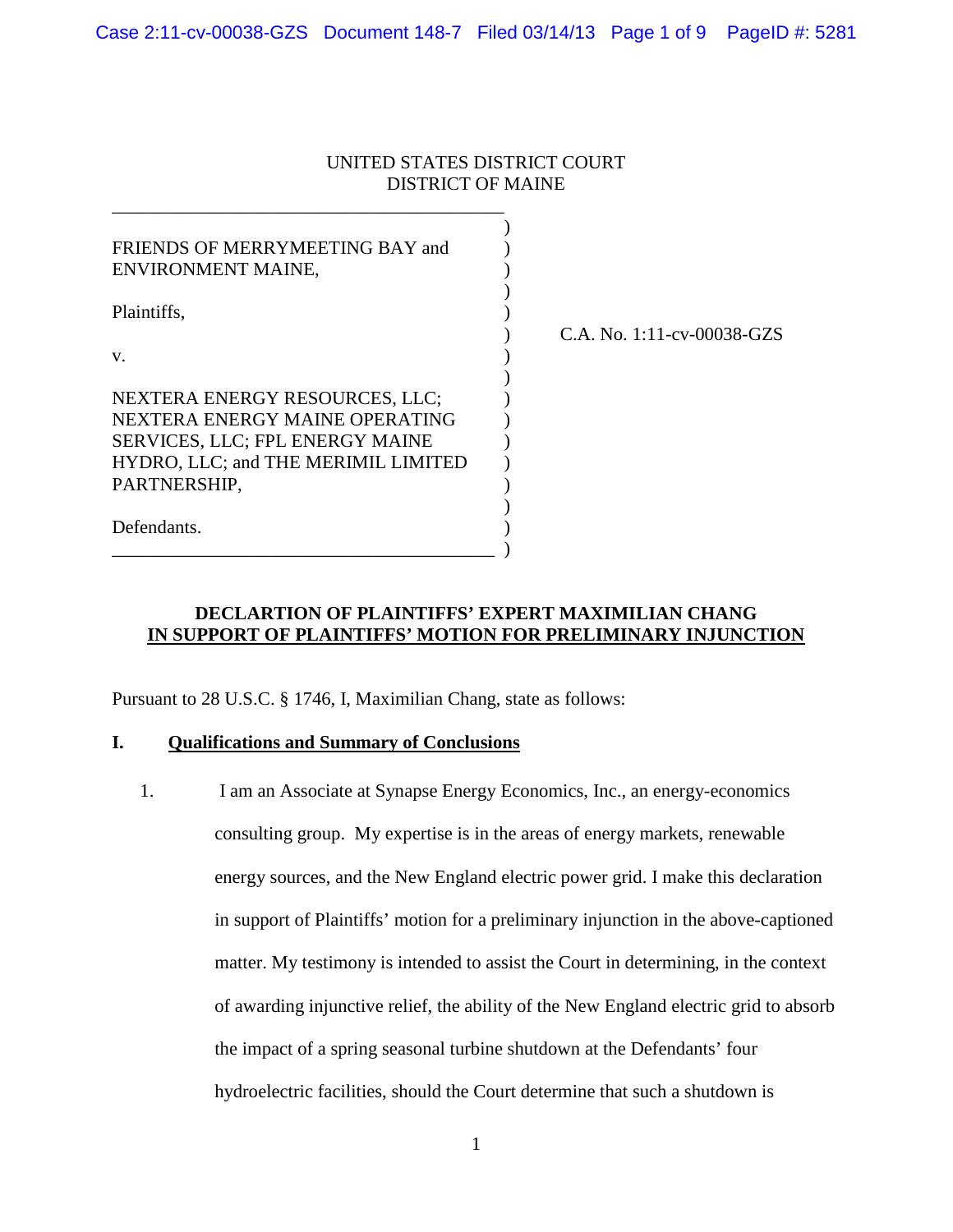UNITED STATES DISTRICT COURT
DISTRICT OF MAINE

FRIENDS OF MERRYMEETING BAY and ENVIRONMENT MAINE,

Plaintiffs,

v.

NEXTERA ENERGY RESOURCES, LLC; NEXTERA ENERGY MAINE OPERATING SERVICES, LLC; FPL ENERGY MAINE HYDRO, LLC; and THE MERIMIL LIMITED PARTNERSHIP,

Defendants.

C.A. No. 1:11-cv-00038-GZS

**DECLARTION OF PLAINTIFFS' EXPERT MAXIMILIAN CHANG**
**IN SUPPORT OF PLAINTIFFS' MOTION FOR PRELIMINARY INJUNCTION**

Pursuant to 28 U.S.C. § 1746, I, Maximilian Chang, state as follows:

## I. Qualifications and Summary of Conclusions

1. I am an Associate at Synapse Energy Economics, Inc., an energy-economics consulting group. My expertise is in the areas of energy markets, renewable energy sources, and the New England electric power grid. I make this declaration in support of Plaintiffs' motion for a preliminary injunction in the above-captioned matter. My testimony is intended to assist the Court in determining, in the context of awarding injunctive relief, the ability of the New England electric grid to absorb the impact of a spring seasonal turbine shutdown at the Defendants' four hydroelectric facilities, should the Court determine that such a shutdown is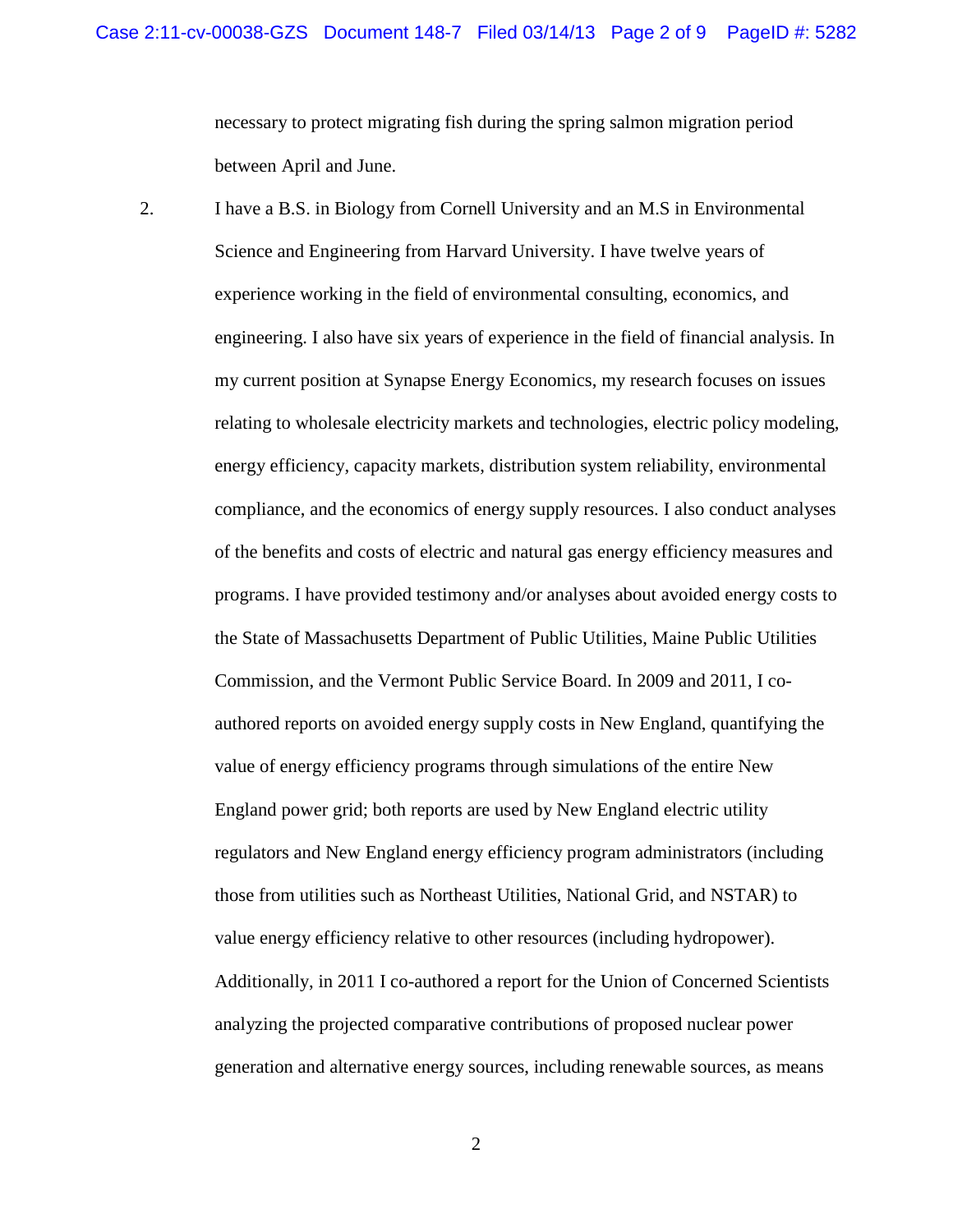necessary to protect migrating fish during the spring salmon migration period between April and June.

2. I have a B.S. in Biology from Cornell University and an M.S in Environmental Science and Engineering from Harvard University. I have twelve years of experience working in the field of environmental consulting, economics, and engineering. I also have six years of experience in the field of financial analysis. In my current position at Synapse Energy Economics, my research focuses on issues relating to wholesale electricity markets and technologies, electric policy modeling, energy efficiency, capacity markets, distribution system reliability, environmental compliance, and the economics of energy supply resources. I also conduct analyses of the benefits and costs of electric and natural gas energy efficiency measures and programs. I have provided testimony and/or analyses about avoided energy costs to the State of Massachusetts Department of Public Utilities, Maine Public Utilities Commission, and the Vermont Public Service Board. In 2009 and 2011, I co-authored reports on avoided energy supply costs in New England, quantifying the value of energy efficiency programs through simulations of the entire New England power grid; both reports are used by New England electric utility regulators and New England energy efficiency program administrators (including those from utilities such as Northeast Utilities, National Grid, and NSTAR) to value energy efficiency relative to other resources (including hydropower). Additionally, in 2011 I co-authored a report for the Union of Concerned Scientists analyzing the projected comparative contributions of proposed nuclear power generation and alternative energy sources, including renewable sources, as means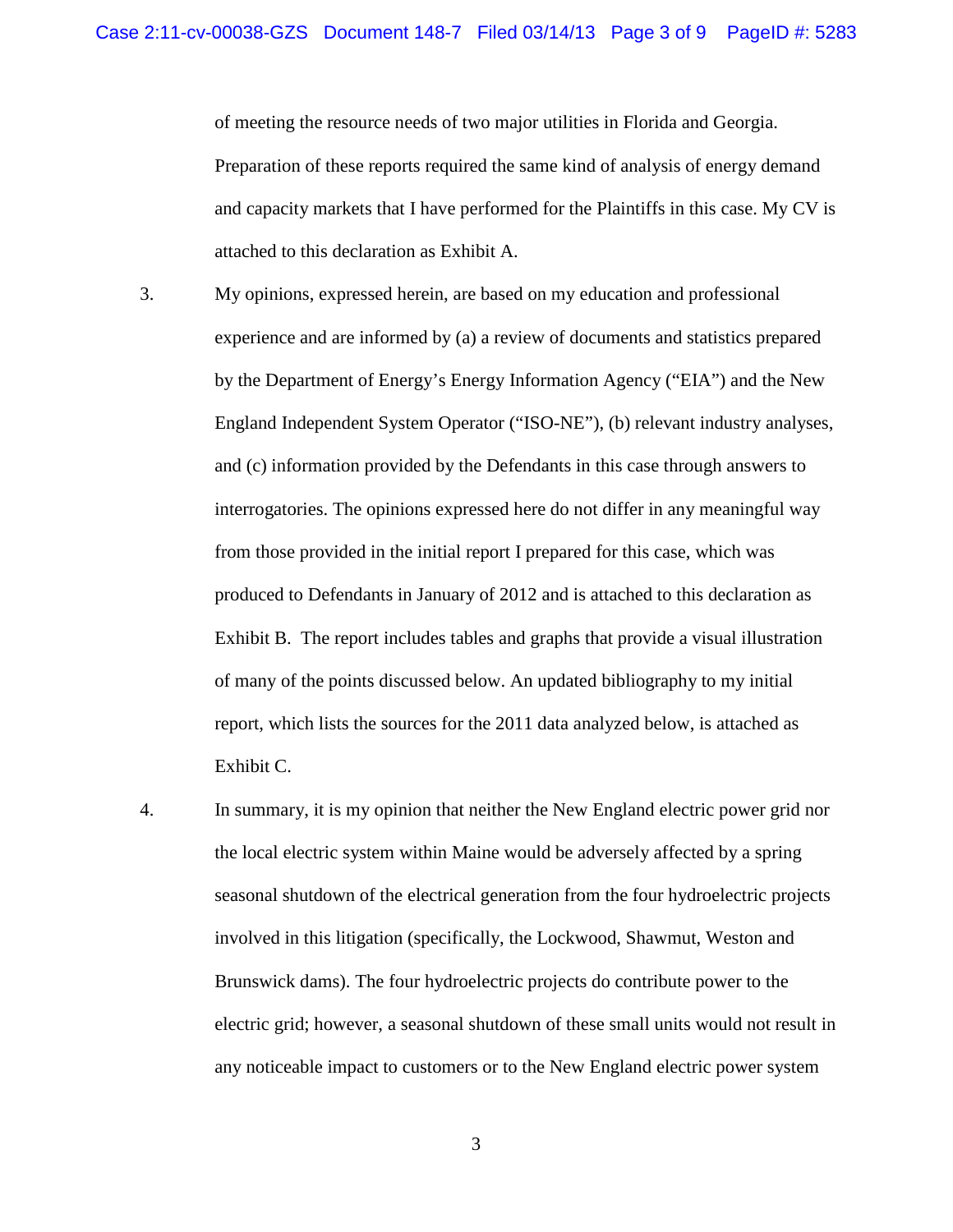of meeting the resource needs of two major utilities in Florida and Georgia. Preparation of these reports required the same kind of analysis of energy demand and capacity markets that I have performed for the Plaintiffs in this case. My CV is attached to this declaration as Exhibit A.

3. My opinions, expressed herein, are based on my education and professional experience and are informed by (a) a review of documents and statistics prepared by the Department of Energy's Energy Information Agency ("EIA") and the New England Independent System Operator ("ISO-NE"), (b) relevant industry analyses, and (c) information provided by the Defendants in this case through answers to interrogatories. The opinions expressed here do not differ in any meaningful way from those provided in the initial report I prepared for this case, which was produced to Defendants in January of 2012 and is attached to this declaration as Exhibit B. The report includes tables and graphs that provide a visual illustration of many of the points discussed below. An updated bibliography to my initial report, which lists the sources for the 2011 data analyzed below, is attached as Exhibit C.

4. In summary, it is my opinion that neither the New England electric power grid nor the local electric system within Maine would be adversely affected by a spring seasonal shutdown of the electrical generation from the four hydroelectric projects involved in this litigation (specifically, the Lockwood, Shawmut, Weston and Brunswick dams). The four hydroelectric projects do contribute power to the electric grid; however, a seasonal shutdown of these small units would not result in any noticeable impact to customers or to the New England electric power system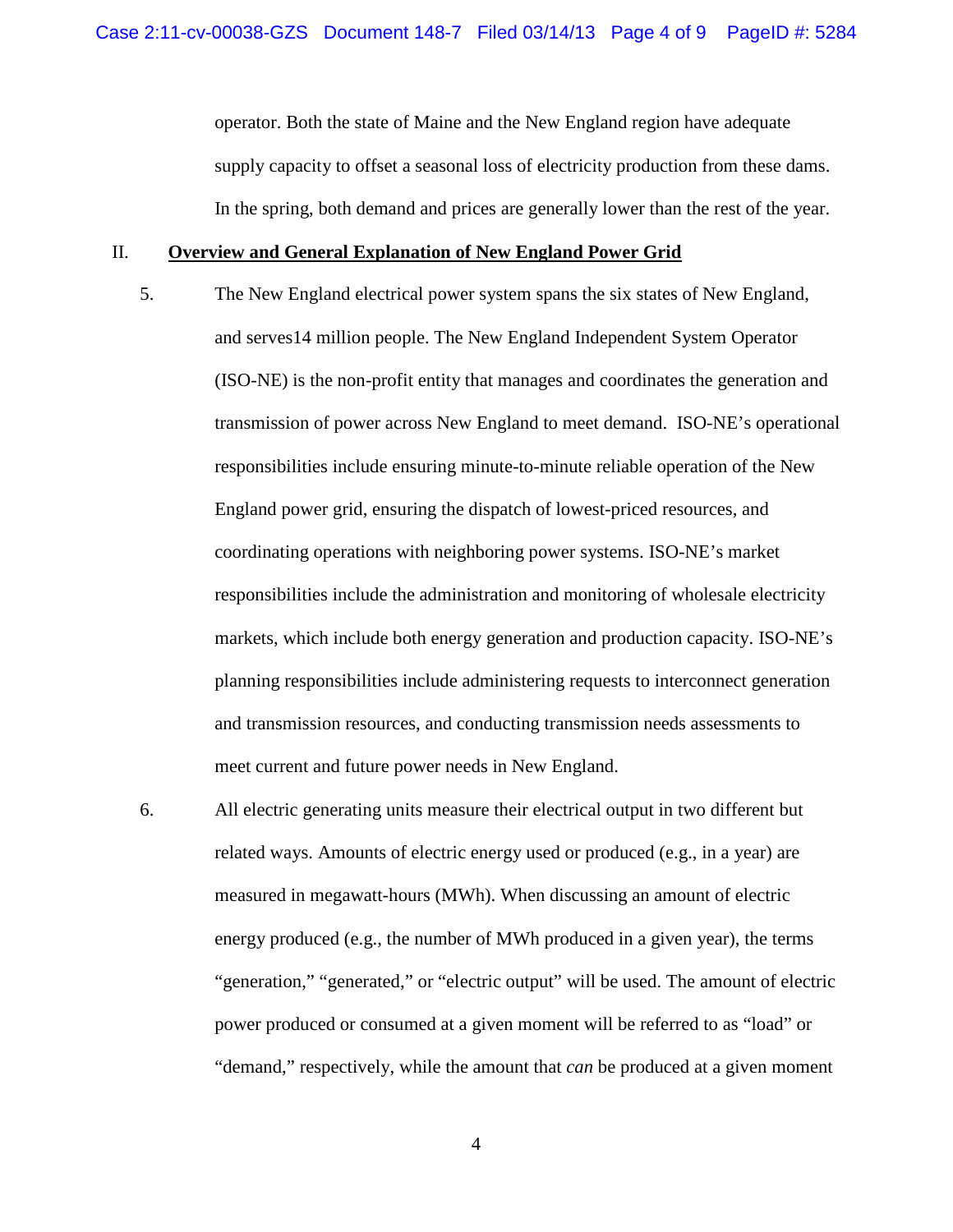operator. Both the state of Maine and the New England region have adequate supply capacity to offset a seasonal loss of electricity production from these dams. In the spring, both demand and prices are generally lower than the rest of the year.

## II. **Overview and General Explanation of New England Power Grid**

5. The New England electrical power system spans the six states of New England, and serves14 million people. The New England Independent System Operator (ISO-NE) is the non-profit entity that manages and coordinates the generation and transmission of power across New England to meet demand. ISO-NE's operational responsibilities include ensuring minute-to-minute reliable operation of the New England power grid, ensuring the dispatch of lowest-priced resources, and coordinating operations with neighboring power systems. ISO-NE's market responsibilities include the administration and monitoring of wholesale electricity markets, which include both energy generation and production capacity. ISO-NE's planning responsibilities include administering requests to interconnect generation and transmission resources, and conducting transmission needs assessments to meet current and future power needs in New England.

6. All electric generating units measure their electrical output in two different but related ways. Amounts of electric energy used or produced (e.g., in a year) are measured in megawatt-hours (MWh). When discussing an amount of electric energy produced (e.g., the number of MWh produced in a given year), the terms "generation," "generated," or "electric output" will be used. The amount of electric power produced or consumed at a given moment will be referred to as "load" or "demand," respectively, while the amount that *can* be produced at a given moment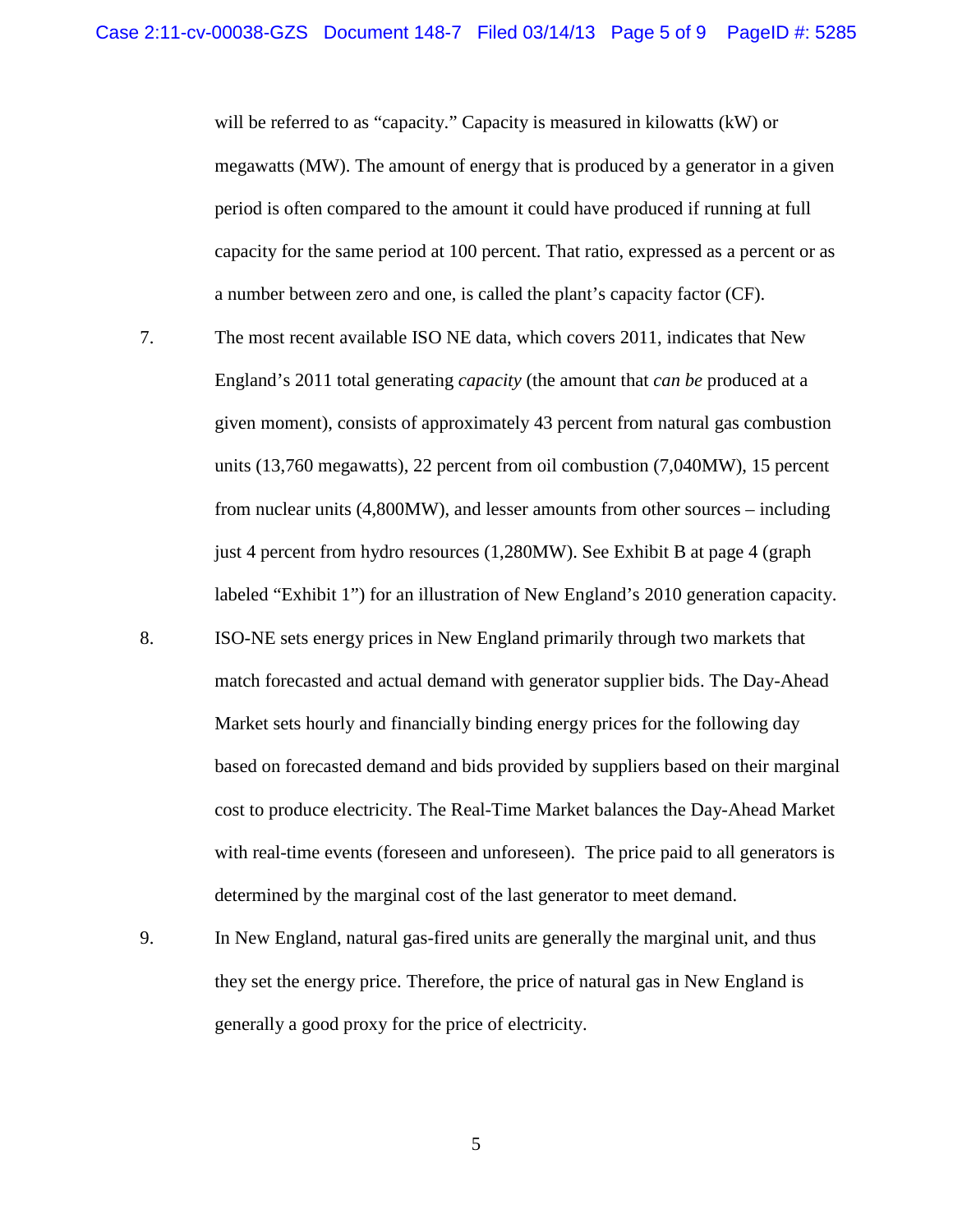will be referred to as "capacity." Capacity is measured in kilowatts (kW) or megawatts (MW). The amount of energy that is produced by a generator in a given period is often compared to the amount it could have produced if running at full capacity for the same period at 100 percent. That ratio, expressed as a percent or as a number between zero and one, is called the plant's capacity factor (CF).

7. The most recent available ISO NE data, which covers 2011, indicates that New England's 2011 total generating *capacity* (the amount that *can be* produced at a given moment), consists of approximately 43 percent from natural gas combustion units (13,760 megawatts), 22 percent from oil combustion (7,040MW), 15 percent from nuclear units (4,800MW), and lesser amounts from other sources – including just 4 percent from hydro resources (1,280MW). See Exhibit B at page 4 (graph labeled "Exhibit 1") for an illustration of New England's 2010 generation capacity.

8. ISO-NE sets energy prices in New England primarily through two markets that match forecasted and actual demand with generator supplier bids. The Day-Ahead Market sets hourly and financially binding energy prices for the following day based on forecasted demand and bids provided by suppliers based on their marginal cost to produce electricity. The Real-Time Market balances the Day-Ahead Market with real-time events (foreseen and unforeseen). The price paid to all generators is determined by the marginal cost of the last generator to meet demand.

9. In New England, natural gas-fired units are generally the marginal unit, and thus they set the energy price. Therefore, the price of natural gas in New England is generally a good proxy for the price of electricity.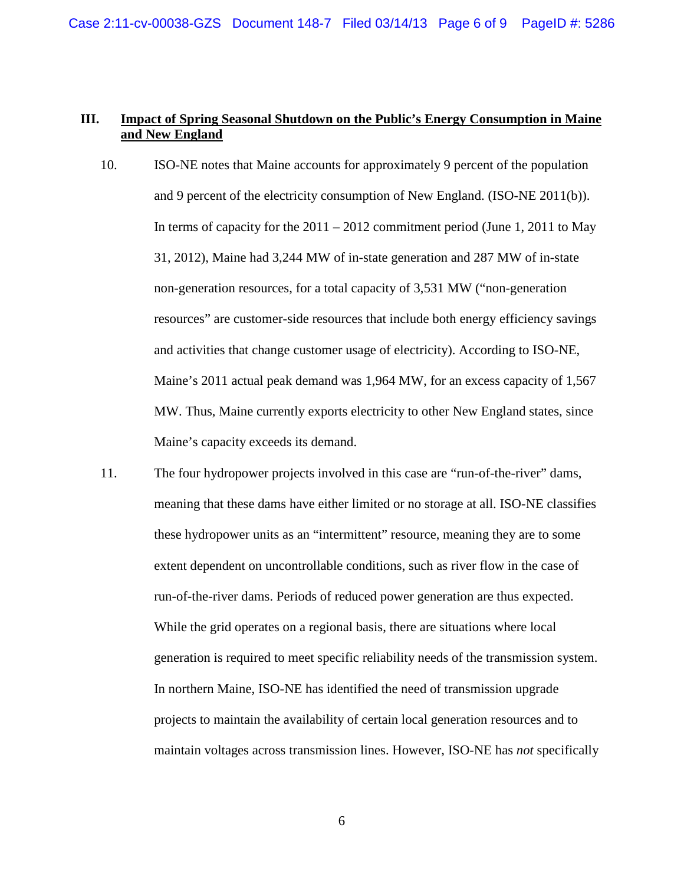## III. Impact of Spring Seasonal Shutdown on the Public's Energy Consumption in Maine and New England

10. ISO-NE notes that Maine accounts for approximately 9 percent of the population and 9 percent of the electricity consumption of New England. (ISO-NE 2011(b)). In terms of capacity for the 2011 – 2012 commitment period (June 1, 2011 to May 31, 2012), Maine had 3,244 MW of in-state generation and 287 MW of in-state non-generation resources, for a total capacity of 3,531 MW ("non-generation resources" are customer-side resources that include both energy efficiency savings and activities that change customer usage of electricity). According to ISO-NE, Maine's 2011 actual peak demand was 1,964 MW, for an excess capacity of 1,567 MW. Thus, Maine currently exports electricity to other New England states, since Maine's capacity exceeds its demand.

11. The four hydropower projects involved in this case are "run-of-the-river" dams, meaning that these dams have either limited or no storage at all. ISO-NE classifies these hydropower units as an "intermittent" resource, meaning they are to some extent dependent on uncontrollable conditions, such as river flow in the case of run-of-the-river dams. Periods of reduced power generation are thus expected. While the grid operates on a regional basis, there are situations where local generation is required to meet specific reliability needs of the transmission system. In northern Maine, ISO-NE has identified the need of transmission upgrade projects to maintain the availability of certain local generation resources and to maintain voltages across transmission lines. However, ISO-NE has *not* specifically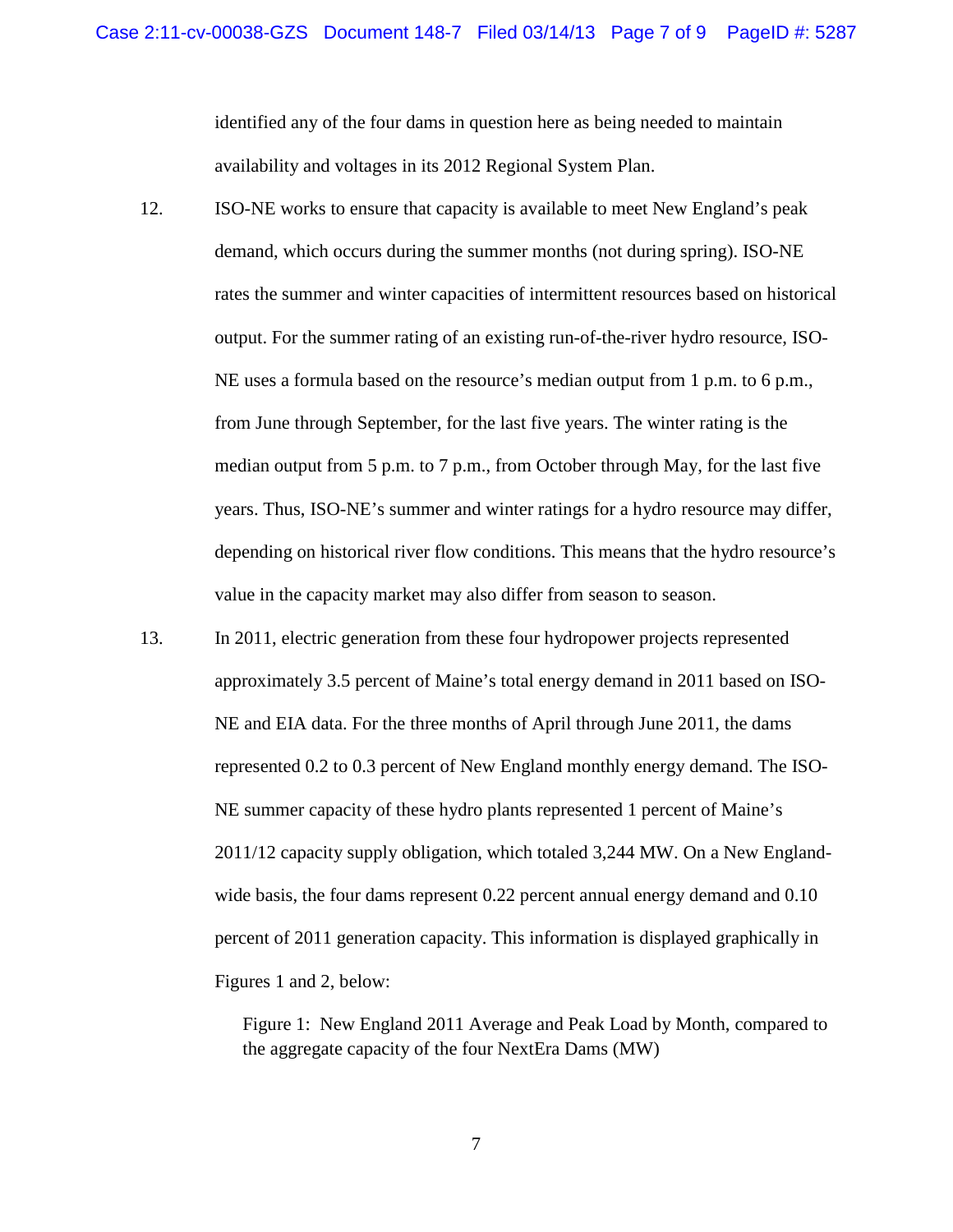identified any of the four dams in question here as being needed to maintain availability and voltages in its 2012 Regional System Plan.

12. ISO-NE works to ensure that capacity is available to meet New England's peak demand, which occurs during the summer months (not during spring). ISO-NE rates the summer and winter capacities of intermittent resources based on historical output. For the summer rating of an existing run-of-the-river hydro resource, ISO-NE uses a formula based on the resource's median output from 1 p.m. to 6 p.m., from June through September, for the last five years. The winter rating is the median output from 5 p.m. to 7 p.m., from October through May, for the last five years. Thus, ISO-NE's summer and winter ratings for a hydro resource may differ, depending on historical river flow conditions. This means that the hydro resource's value in the capacity market may also differ from season to season.

13. In 2011, electric generation from these four hydropower projects represented approximately 3.5 percent of Maine's total energy demand in 2011 based on ISO-NE and EIA data. For the three months of April through June 2011, the dams represented 0.2 to 0.3 percent of New England monthly energy demand. The ISO-NE summer capacity of these hydro plants represented 1 percent of Maine's 2011/12 capacity supply obligation, which totaled 3,244 MW. On a New England-wide basis, the four dams represent 0.22 percent annual energy demand and 0.10 percent of 2011 generation capacity. This information is displayed graphically in Figures 1 and 2, below:

Figure 1: New England 2011 Average and Peak Load by Month, compared to the aggregate capacity of the four NextEra Dams (MW)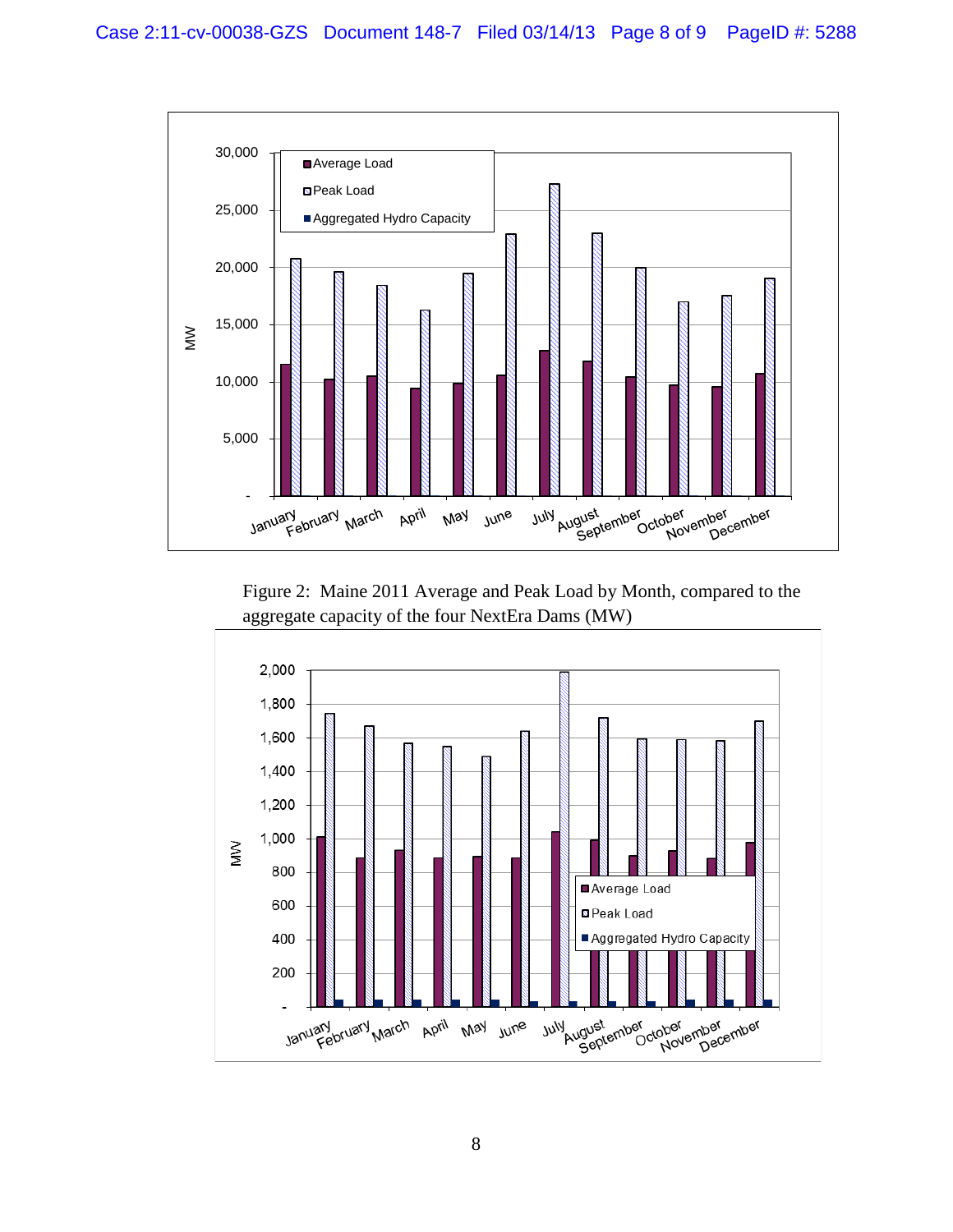Figure 2: Maine 2011 Average and Peak Load by Month, compared to the aggregate capacity of the four NextEra Dams (MW)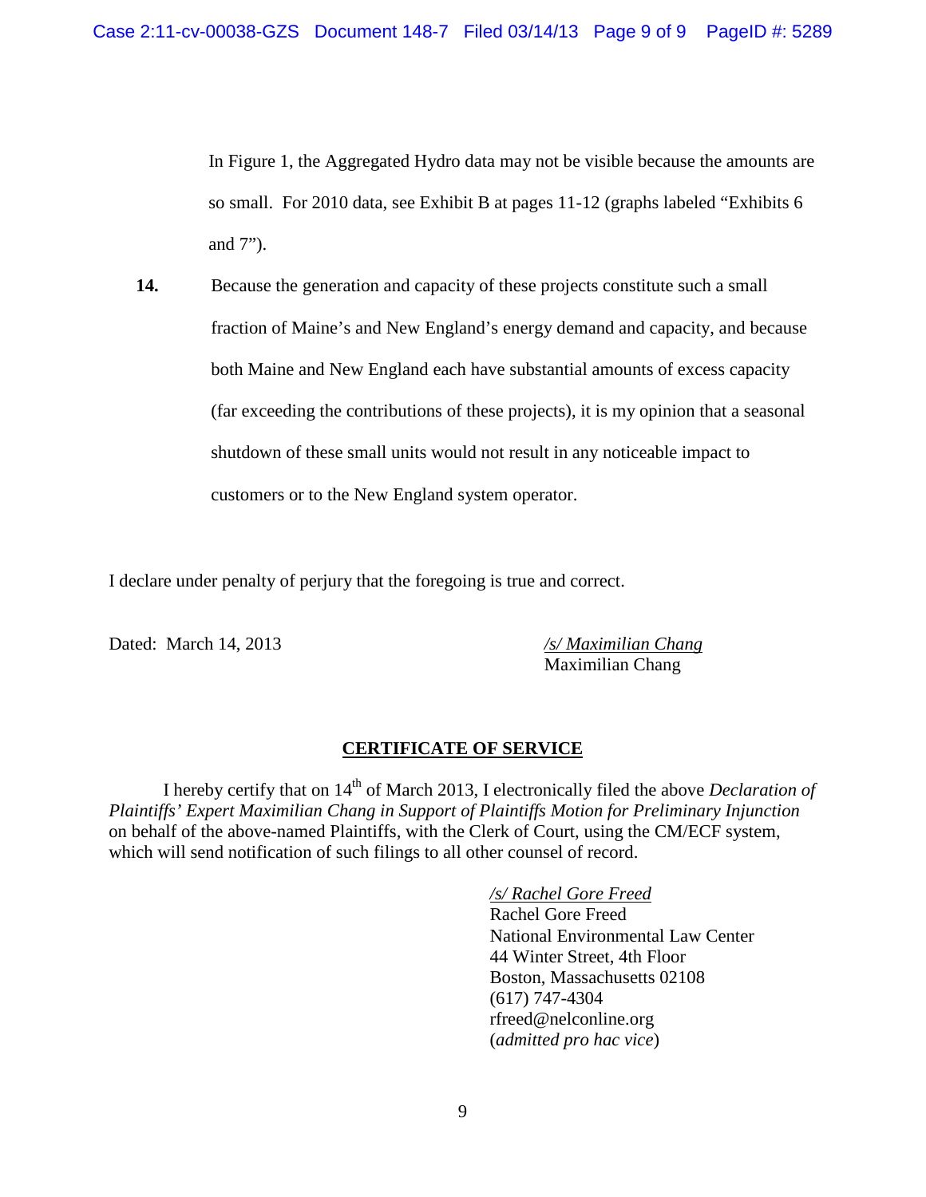In Figure 1, the Aggregated Hydro data may not be visible because the amounts are so small. For 2010 data, see Exhibit B at pages 11-12 (graphs labeled "Exhibits 6 and 7").

**14.** Because the generation and capacity of these projects constitute such a small fraction of Maine's and New England's energy demand and capacity, and because both Maine and New England each have substantial amounts of excess capacity (far exceeding the contributions of these projects), it is my opinion that a seasonal shutdown of these small units would not result in any noticeable impact to customers or to the New England system operator.

I declare under penalty of perjury that the foregoing is true and correct.

Dated: March 14, 2013

*/s/ Maximilian Chang*
Maximilian Chang

## CERTIFICATE OF SERVICE

I hereby certify that on 14th of March 2013, I electronically filed the above *Declaration of Plaintiffs' Expert Maximilian Chang in Support of Plaintiffs Motion for Preliminary Injunction* on behalf of the above-named Plaintiffs, with the Clerk of Court, using the CM/ECF system, which will send notification of such filings to all other counsel of record.

*/s/ Rachel Gore Freed*
Rachel Gore Freed
National Environmental Law Center
44 Winter Street, 4th Floor
Boston, Massachusetts 02108
(617) 747-4304
rfreed@nelconline.org
(*admitted pro hac vice*)